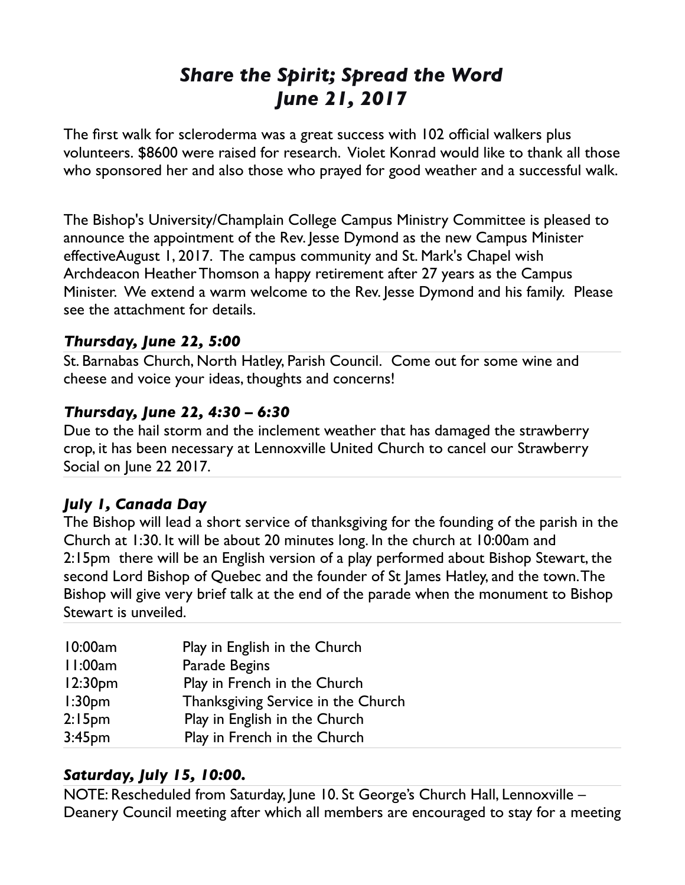# *Share the Spirit; Spread the Word*
# *June 21, 2017*

The first walk for scleroderma was a great success with 102 official walkers plus volunteers. $8600 were raised for research. Violet Konrad would like to thank all those who sponsored her and also those who prayed for good weather and a successful walk.

The Bishop's University/Champlain College Campus Ministry Committee is pleased to announce the appointment of the Rev. Jesse Dymond as the new Campus Minister effectiveAugust 1, 2017. The campus community and St. Mark's Chapel wish Archdeacon Heather Thomson a happy retirement after 27 years as the Campus Minister. We extend a warm welcome to the Rev. Jesse Dymond and his family. Please see the attachment for details.

### *Thursday, June 22, 5:00*

St. Barnabas Church, North Hatley, Parish Council. Come out for some wine and cheese and voice your ideas, thoughts and concerns!

### *Thursday, June 22, 4:30 – 6:30*

Due to the hail storm and the inclement weather that has damaged the strawberry crop, it has been necessary at Lennoxville United Church to cancel our Strawberry Social on June 22 2017.

### *July 1, Canada Day*

The Bishop will lead a short service of thanksgiving for the founding of the parish in the Church at 1:30. It will be about 20 minutes long. In the church at 10:00am and 2:15pm there will be an English version of a play performed about Bishop Stewart, the second Lord Bishop of Quebec and the founder of St James Hatley, and the town. The Bishop will give very brief talk at the end of the parade when the monument to Bishop Stewart is unveiled.

| | |
|---|---|
| 10:00am | Play in English in the Church |
| 11:00am | Parade Begins |
| 12:30pm | Play in French in the Church |
| 1:30pm | Thanksgiving Service in the Church |
| 2:15pm | Play in English in the Church |
| 3:45pm | Play in French in the Church |

### *Saturday, July 15, 10:00.*

NOTE: Rescheduled from Saturday, June 10. St George's Church Hall, Lennoxville – Deanery Council meeting after which all members are encouraged to stay for a meeting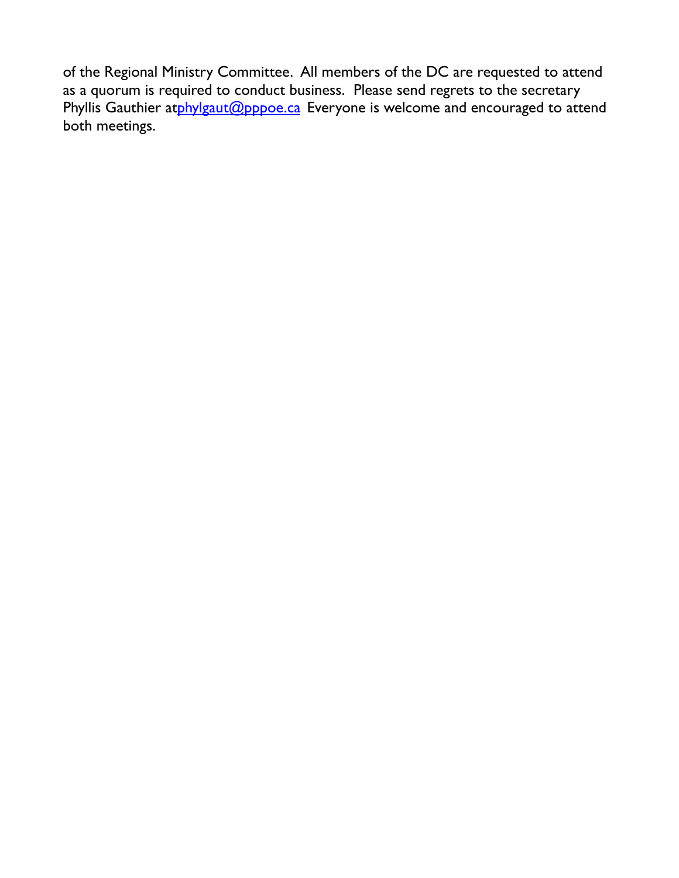of the Regional Ministry Committee. All members of the DC are requested to attend as a quorum is required to conduct business. Please send regrets to the secretary Phyllis Gauthier at[phylgaut@pppoe.ca](mailto:phylgaut@pppoe.ca) Everyone is welcome and encouraged to attend both meetings.